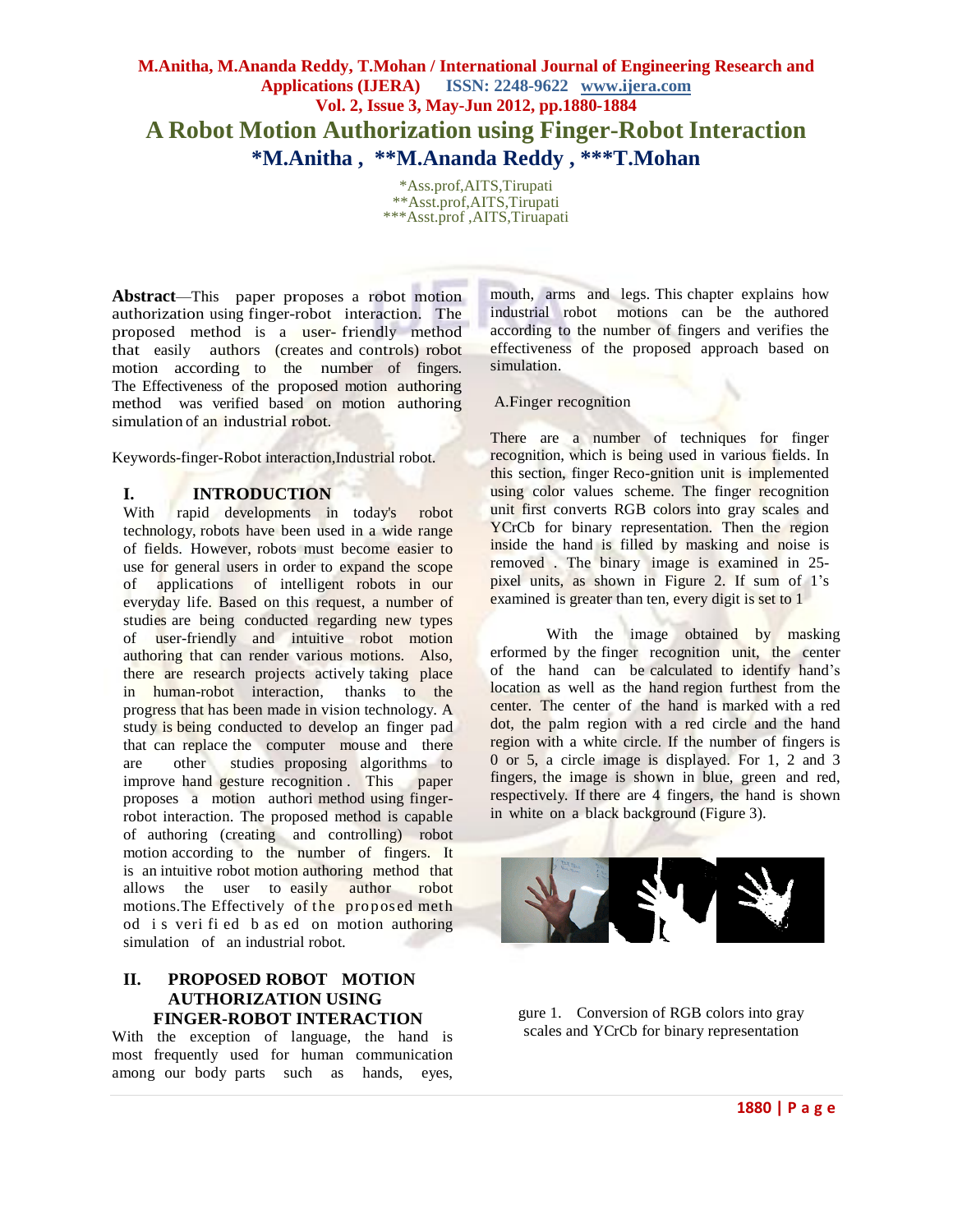# A Robot Motion Authorization using Finger-Robot Interaction

## *M.Anitha , **M.Ananda Reddy , ***T.Mohan

*Ass.prof,AITS,Tirupati
**Asst.prof,AITS,Tirupati
***Asst.prof ,AITS,Tiruapati

**Abstract**—This paper proposes a robot motion authorization using finger-robot interaction. The proposed method is a user- friendly method that easily authors (creates and controls) robot motion according to the number of fingers. The Effectiveness of the proposed motion authoring method was verified based on motion authoring simulation of an industrial robot.

Keywords-finger-Robot interaction,Industrial robot.

## I. INTRODUCTION

With rapid developments in today's robot technology, robots have been used in a wide range of fields. However, robots must become easier to use for general users in order to expand the scope of applications of intelligent robots in our everyday life. Based on this request, a number of studies are being conducted regarding new types of user-friendly and intuitive robot motion authoring that can render various motions. Also, there are research projects actively taking place in human-robot interaction, thanks to the progress that has been made in vision technology. A study is being conducted to develop an finger pad that can replace the computer mouse and there are other studies proposing algorithms to improve hand gesture recognition . This paper proposes a motion authori method using finger-robot interaction. The proposed method is capable of authoring (creating and controlling) robot motion according to the number of fingers. It is an intuitive robot motion authoring method that allows the user to easily author robot motions.The Effectively of the proposed method is verified based on motion authoring simulation of an industrial robot.

## II. PROPOSED ROBOT MOTION AUTHORIZATION USING FINGER-ROBOT INTERACTION

With the exception of language, the hand is most frequently used for human communication among our body parts such as hands, eyes, mouth, arms and legs. This chapter explains how industrial robot motions can be the authored according to the number of fingers and verifies the effectiveness of the proposed approach based on simulation.

### A.Finger recognition

There are a number of techniques for finger recognition, which is being used in various fields. In this section, finger Reco-gnition unit is implemented using color values scheme. The finger recognition unit first converts RGB colors into gray scales and YCrCb for binary representation. Then the region inside the hand is filled by masking and noise is removed . The binary image is examined in 25-pixel units, as shown in Figure 2. If sum of 1's examined is greater than ten, every digit is set to 1

With the image obtained by masking erformed by the finger recognition unit, the center of the hand can be calculated to identify hand's location as well as the hand region furthest from the center. The center of the hand is marked with a red dot, the palm region with a red circle and the hand region with a white circle. If the number of fingers is 0 or 5, a circle image is displayed. For 1, 2 and 3 fingers, the image is shown in blue, green and red, respectively. If there are 4 fingers, the hand is shown in white on a black background (Figure 3).

gure 1. Conversion of RGB colors into gray scales and YCrCb for binary representation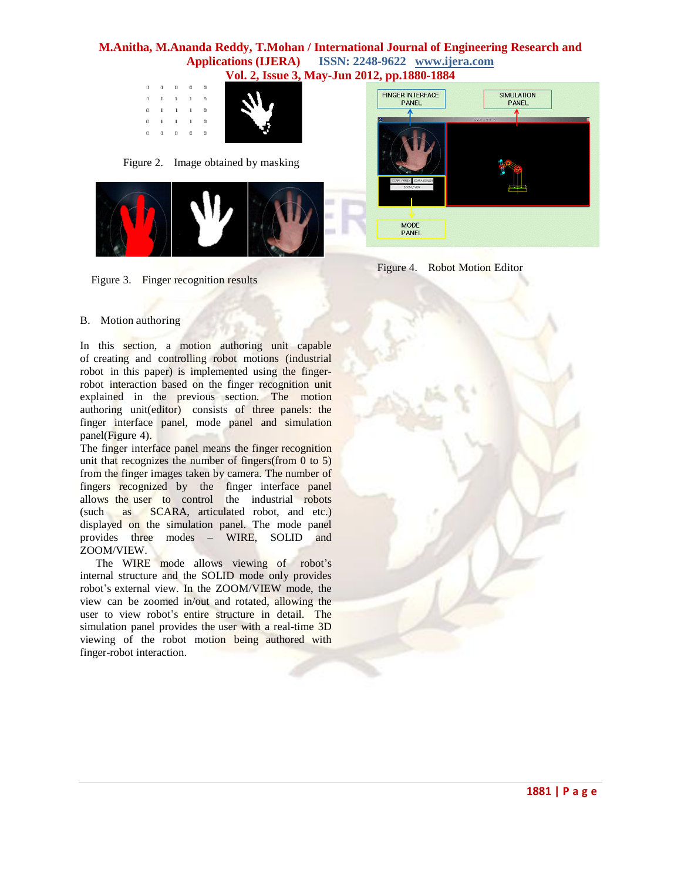Figure 2. Image obtained by masking

Figure 3. Finger recognition results

Figure 4. Robot Motion Editor

B. Motion authoring

In this section, a motion authoring unit capable of creating and controlling robot motions (industrial robot in this paper) is implemented using the finger-robot interaction based on the finger recognition unit explained in the previous section. The motion authoring unit(editor) consists of three panels: the finger interface panel, mode panel and simulation panel(Figure 4).

The finger interface panel means the finger recognition unit that recognizes the number of fingers(from 0 to 5) from the finger images taken by camera. The number of fingers recognized by the finger interface panel allows the user to control the industrial robots (such as SCARA, articulated robot, and etc.) displayed on the simulation panel. The mode panel provides three modes – WIRE, SOLID and ZOOM/VIEW.

The WIRE mode allows viewing of robot's internal structure and the SOLID mode only provides robot's external view. In the ZOOM/VIEW mode, the view can be zoomed in/out and rotated, allowing the user to view robot's entire structure in detail. The simulation panel provides the user with a real-time 3D viewing of the robot motion being authored with finger-robot interaction.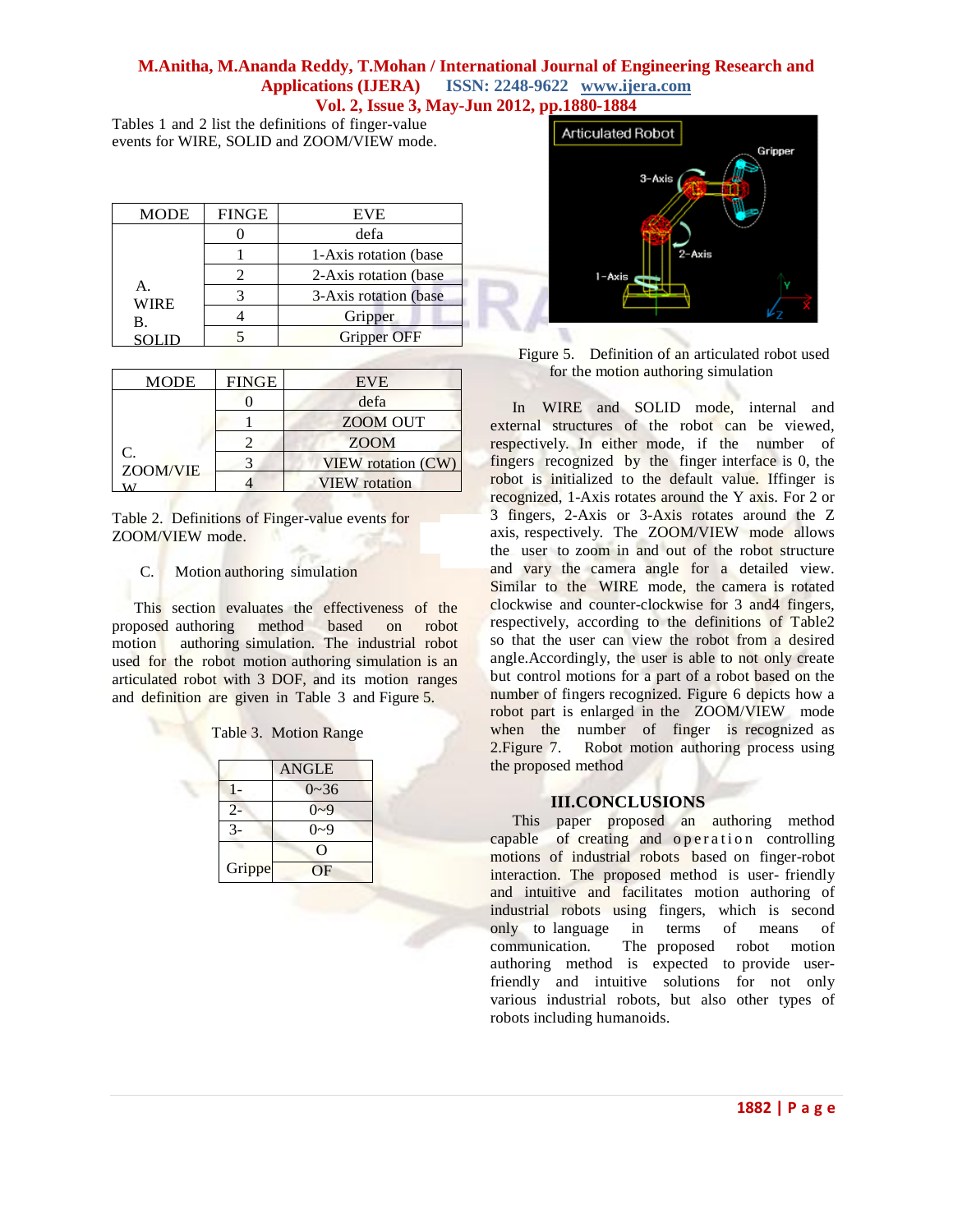Tables 1 and 2 list the definitions of finger-value events for WIRE, SOLID and ZOOM/VIEW mode.

| MODE | FINGE | EVE |
|---|---|---|
| A. WIRE B. SOLID | 0 | defa |
| | 1 | 1-Axis rotation (base |
| | 2 | 2-Axis rotation (base |
| | 3 | 3-Axis rotation (base |
| | 4 | Gripper |
| | 5 | Gripper OFF |

| MODE | FINGE | EVE |
|---|---|---|
| C. ZOOM/VIEW | 0 | defa |
| | 1 | ZOOM OUT |
| | 2 | ZOOM |
| | 3 | VIEW rotation (CW) |
| | 4 | VIEW rotation |

Table 2. Definitions of Finger-value events for ZOOM/VIEW mode.

C. Motion authoring simulation

This section evaluates the effectiveness of the proposed authoring method based on robot motion authoring simulation. The industrial robot used for the robot motion authoring simulation is an articulated robot with 3 DOF, and its motion ranges and definition are given in Table 3 and Figure 5.

Table 3. Motion Range

| | ANGLE |
|---|---|
| 1- | 0~36 |
| 2- | 0~9 |
| 3- | 0~9 |
| Grippe | O |
| | OF |

Figure 5. Definition of an articulated robot used for the motion authoring simulation

In WIRE and SOLID mode, internal and external structures of the robot can be viewed, respectively. In either mode, if the number of fingers recognized by the finger interface is 0, the robot is initialized to the default value. Iffinger is recognized, 1-Axis rotates around the Y axis. For 2 or 3 fingers, 2-Axis or 3-Axis rotates around the Z axis, respectively. The ZOOM/VIEW mode allows the user to zoom in and out of the robot structure and vary the camera angle for a detailed view. Similar to the WIRE mode, the camera is rotated clockwise and counter-clockwise for 3 and4 fingers, respectively, according to the definitions of Table2 so that the user can view the robot from a desired angle.Accordingly, the user is able to not only create but control motions for a part of a robot based on the number of fingers recognized. Figure 6 depicts how a robot part is enlarged in the ZOOM/VIEW mode when the number of finger is recognized as 2.Figure 7. Robot motion authoring process using the proposed method

## III.CONCLUSIONS

This paper proposed an authoring method capable of creating and operation controlling motions of industrial robots based on finger-robot interaction. The proposed method is user- friendly and intuitive and facilitates motion authoring of industrial robots using fingers, which is second only to language in terms of means of communication. The proposed robot motion authoring method is expected to provide user-friendly and intuitive solutions for not only various industrial robots, but also other types of robots including humanoids.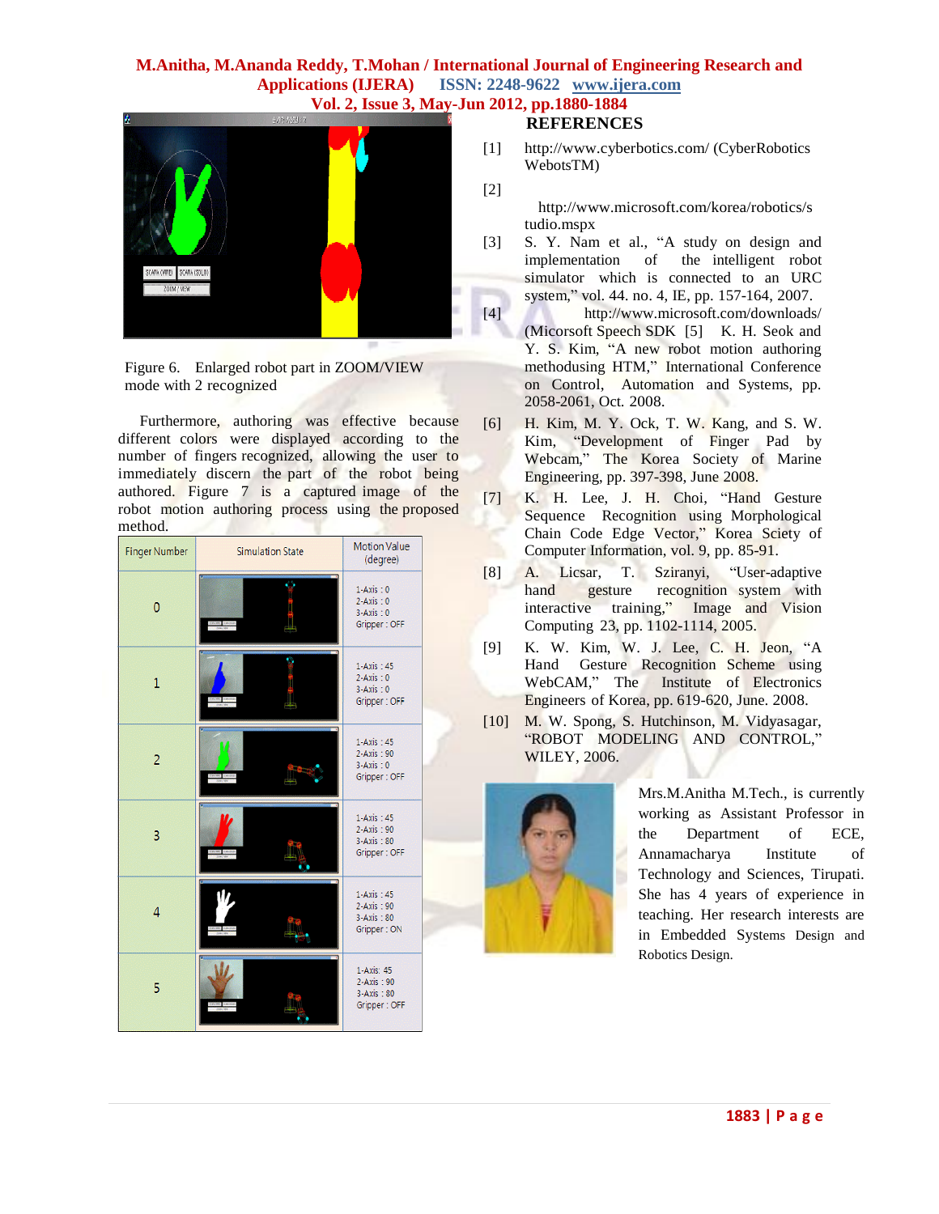Figure 6. Enlarged robot part in ZOOM/VIEW mode with 2 recognized

Furthermore, authoring was effective because different colors were displayed according to the number of fingers recognized, allowing the user to immediately discern the part of the robot being authored. Figure 7 is a captured image of the robot motion authoring process using the proposed method.

| Finger Number | Simulation State | Motion Value (degree) |
|---|---|---|
| 0 | | 1-Axis : 0<br>2-Axis : 0<br>3-Axis : 0<br>Gripper : OFF |
| 1 | | 1-Axis : 45<br>2-Axis : 0<br>3-Axis : 0<br>Gripper : OFF |
| 2 | | 1-Axis : 45<br>2-Axis : 90<br>3-Axis : 0<br>Gripper : OFF |
| 3 | | 1-Axis : 45<br>2-Axis : 90<br>3-Axis : 80<br>Gripper : OFF |
| 4 | | 1-Axis : 45<br>2-Axis : 90<br>3-Axis : 80<br>Gripper : ON |
| 5 | | 1-Axis: 45<br>2-Axis : 90<br>3-Axis : 80<br>Gripper : OFF |

## REFERENCES

[1] http://www.cyberbotics.com/ (CyberRobotics WebotsTM)

[2] http://www.microsoft.com/korea/robotics/studio.mspx

[3] S. Y. Nam et al., "A study on design and implementation of the intelligent robot simulator which is connected to an URC system," vol. 44. no. 4, IE, pp. 157-164, 2007.

[4] http://www.microsoft.com/downloads/ (Micorsoft Speech SDK [5] K. H. Seok and Y. S. Kim, "A new robot motion authoring methodusing HTM," International Conference on Control, Automation and Systems, pp. 2058-2061, Oct. 2008.

[6] H. Kim, M. Y. Ock, T. W. Kang, and S. W. Kim, "Development of Finger Pad by Webcam," The Korea Society of Marine Engineering, pp. 397-398, June 2008.

[7] K. H. Lee, J. H. Choi, "Hand Gesture Sequence Recognition using Morphological Chain Code Edge Vector," Korea Sciety of Computer Information, vol. 9, pp. 85-91.

[8] A. Licsar, T. Sziranyi, "User-adaptive hand gesture recognition system with interactive training," Image and Vision Computing 23, pp. 1102-1114, 2005.

[9] K. W. Kim, W. J. Lee, C. H. Jeon, "A Hand Gesture Recognition Scheme using WebCAM," The Institute of Electronics Engineers of Korea, pp. 619-620, June. 2008.

[10] M. W. Spong, S. Hutchinson, M. Vidyasagar, "ROBOT MODELING AND CONTROL," WILEY, 2006.

Mrs.M.Anitha M.Tech., is currently working as Assistant Professor in the Department of ECE, Annamacharya Institute of Technology and Sciences, Tirupati. She has 4 years of experience in teaching. Her research interests are in Embedded Systems Design and Robotics Design.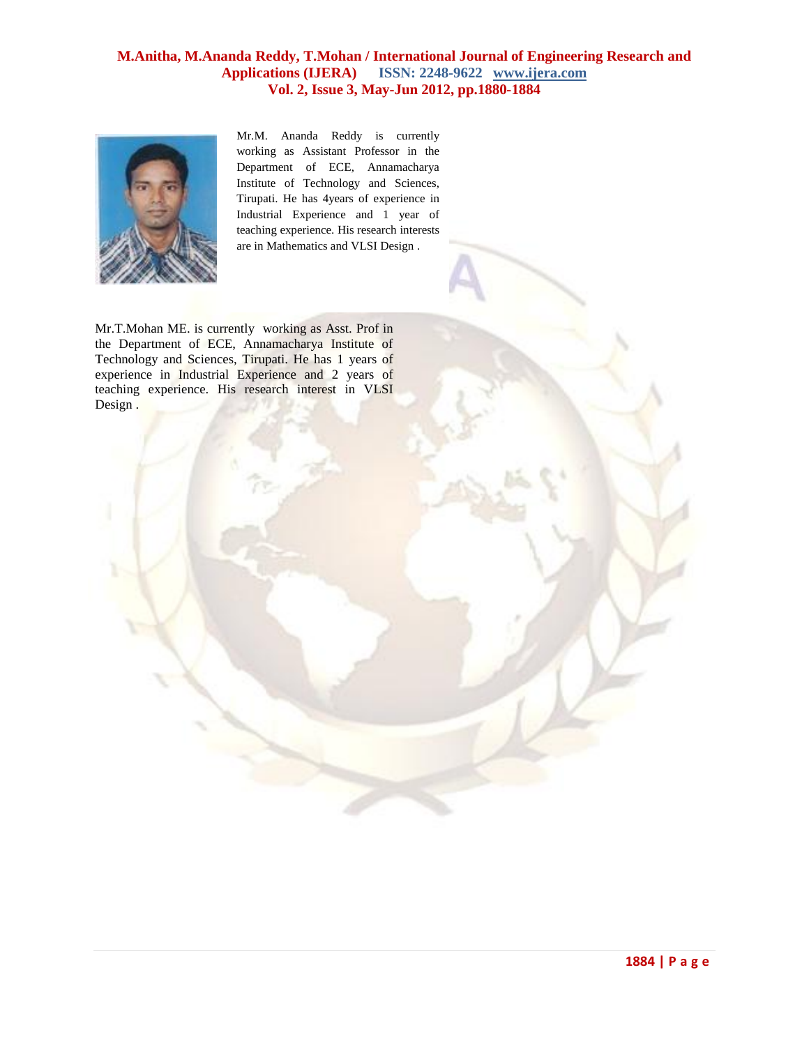Mr.M. Ananda Reddy is currently working as Assistant Professor in the Department of ECE, Annamacharya Institute of Technology and Sciences, Tirupati. He has 4years of experience in Industrial Experience and 1 year of teaching experience. His research interests are in Mathematics and VLSI Design .

Mr.T.Mohan ME. is currently working as Asst. Prof in the Department of ECE, Annamacharya Institute of Technology and Sciences, Tirupati. He has 1 years of experience in Industrial Experience and 2 years of teaching experience. His research interest in VLSI Design .